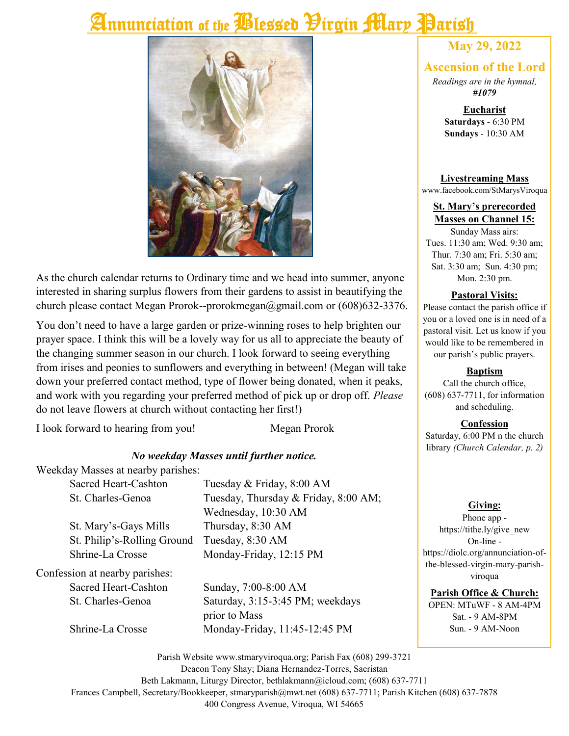# Annunciation of the Blessed Virgin Mary Parish

**May 29, 2022**

**Ascension of the Lord**

*Readings are in the hymnal, **#1079***

**Eucharist**
**Saturdays** - 6:30 PM
**Sundays** - 10:30 AM

**Livestreaming Mass**
www.facebook.com/StMarysViroqua

**St. Mary's prerecorded Masses on Channel 15:**
Sunday Mass airs:
Tues. 11:30 am; Wed. 9:30 am; Thur. 7:30 am; Fri. 5:30 am; Sat. 3:30 am; Sun. 4:30 pm; Mon. 2:30 pm.

**Pastoral Visits:**
Please contact the parish office if you or a loved one is in need of a pastoral visit. Let us know if you would like to be remembered in our parish's public prayers.

**Baptism**
Call the church office, (608) 637-7711, for information and scheduling.

**Confession**
Saturday, 6:00 PM n the church library *(Church Calendar, p. 2)*

**Giving:**
Phone app - https://tithe.ly/give_new
On-line - https://diolc.org/annunciation-of-the-blessed-virgin-mary-parish-viroqua

**Parish Office & Church:**
OPEN: MTuWF - 8 AM-4PM
Sat. - 9 AM-8PM
Sun. - 9 AM-Noon

As the church calendar returns to Ordinary time and we head into summer, anyone interested in sharing surplus flowers from their gardens to assist in beautifying the church please contact Megan Prorok--prorokmegan@gmail.com or (608)632-3376.

You don't need to have a large garden or prize-winning roses to help brighten our prayer space. I think this will be a lovely way for us all to appreciate the beauty of the changing summer season in our church. I look forward to seeing everything from irises and peonies to sunflowers and everything in between! (Megan will take down your preferred contact method, type of flower being donated, when it peaks, and work with you regarding your preferred method of pick up or drop off. *Please* do not leave flowers at church without contacting her first!)

I look forward to hearing from you! Megan Prorok

***No weekday Masses until further notice.***

Weekday Masses at nearby parishes:

| | |
|---|---|
| Sacred Heart-Cashton | Tuesday & Friday, 8:00 AM |
| St. Charles-Genoa | Tuesday, Thursday & Friday, 8:00 AM; Wednesday, 10:30 AM |
| St. Mary's-Gays Mills | Thursday, 8:30 AM |
| St. Philip's-Rolling Ground | Tuesday, 8:30 AM |
| Shrine-La Crosse | Monday-Friday, 12:15 PM |

Confession at nearby parishes:

| | |
|---|---|
| Sacred Heart-Cashton | Sunday, 7:00-8:00 AM |
| St. Charles-Genoa | Saturday, 3:15-3:45 PM; weekdays prior to Mass |
| Shrine-La Crosse | Monday-Friday, 11:45-12:45 PM |

Parish Website www.stmaryviroqua.org; Parish Fax (608) 299-3721
Deacon Tony Shay; Diana Hernandez-Torres, Sacristan
Beth Lakmann, Liturgy Director, bethlakmann@icloud.com; (608) 637-7711
Frances Campbell, Secretary/Bookkeeper, stmaryparish@mwt.net (608) 637-7711; Parish Kitchen (608) 637-7878
400 Congress Avenue, Viroqua, WI 54665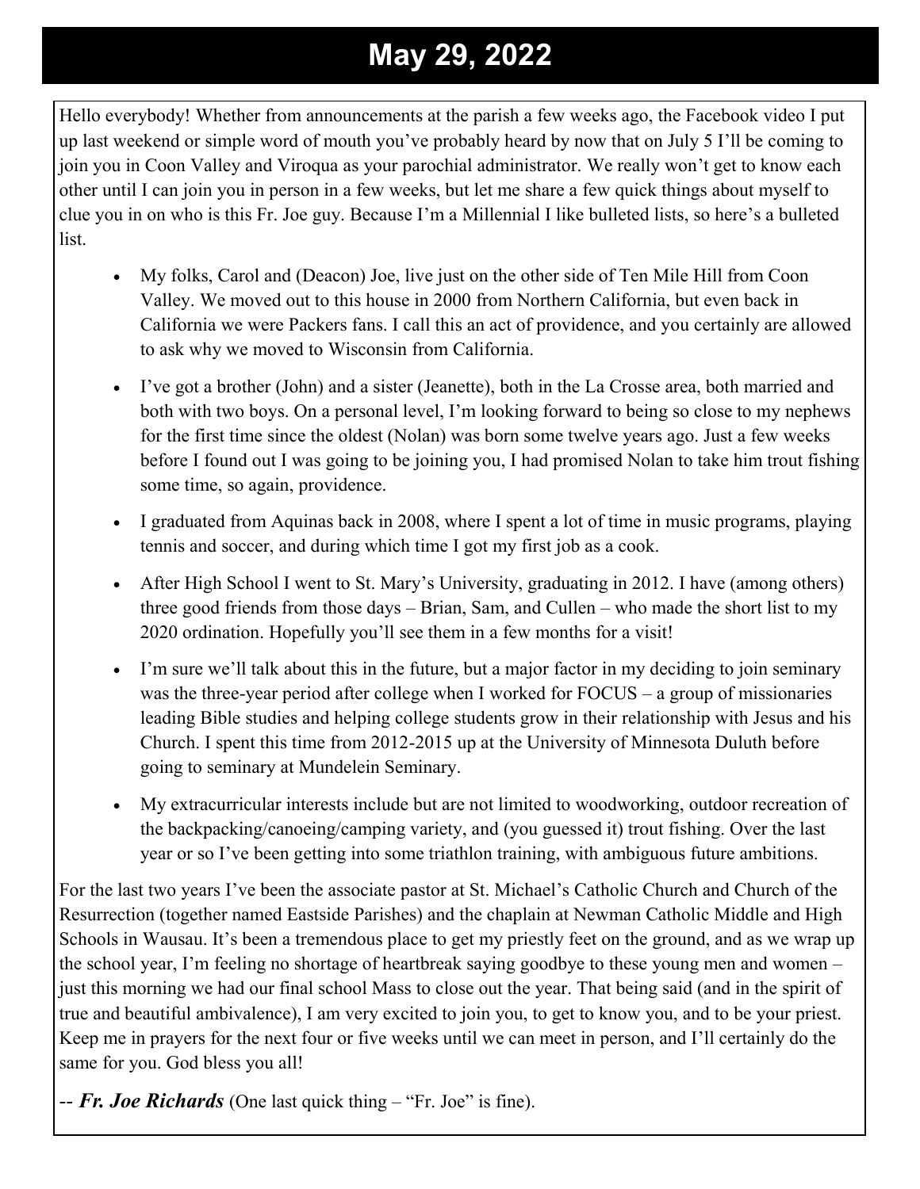# May 29, 2022

Hello everybody! Whether from announcements at the parish a few weeks ago, the Facebook video I put up last weekend or simple word of mouth you've probably heard by now that on July 5 I'll be coming to join you in Coon Valley and Viroqua as your parochial administrator. We really won't get to know each other until I can join you in person in a few weeks, but let me share a few quick things about myself to clue you in on who is this Fr. Joe guy. Because I'm a Millennial I like bulleted lists, so here's a bulleted list.

- My folks, Carol and (Deacon) Joe, live just on the other side of Ten Mile Hill from Coon Valley. We moved out to this house in 2000 from Northern California, but even back in California we were Packers fans. I call this an act of providence, and you certainly are allowed to ask why we moved to Wisconsin from California.
- I've got a brother (John) and a sister (Jeanette), both in the La Crosse area, both married and both with two boys. On a personal level, I'm looking forward to being so close to my nephews for the first time since the oldest (Nolan) was born some twelve years ago. Just a few weeks before I found out I was going to be joining you, I had promised Nolan to take him trout fishing some time, so again, providence.
- I graduated from Aquinas back in 2008, where I spent a lot of time in music programs, playing tennis and soccer, and during which time I got my first job as a cook.
- After High School I went to St. Mary's University, graduating in 2012. I have (among others) three good friends from those days – Brian, Sam, and Cullen – who made the short list to my 2020 ordination. Hopefully you'll see them in a few months for a visit!
- I'm sure we'll talk about this in the future, but a major factor in my deciding to join seminary was the three-year period after college when I worked for FOCUS – a group of missionaries leading Bible studies and helping college students grow in their relationship with Jesus and his Church. I spent this time from 2012-2015 up at the University of Minnesota Duluth before going to seminary at Mundelein Seminary.
- My extracurricular interests include but are not limited to woodworking, outdoor recreation of the backpacking/canoeing/camping variety, and (you guessed it) trout fishing. Over the last year or so I've been getting into some triathlon training, with ambiguous future ambitions.

For the last two years I've been the associate pastor at St. Michael's Catholic Church and Church of the Resurrection (together named Eastside Parishes) and the chaplain at Newman Catholic Middle and High Schools in Wausau. It's been a tremendous place to get my priestly feet on the ground, and as we wrap up the school year, I'm feeling no shortage of heartbreak saying goodbye to these young men and women – just this morning we had our final school Mass to close out the year. That being said (and in the spirit of true and beautiful ambivalence), I am very excited to join you, to get to know you, and to be your priest. Keep me in prayers for the next four or five weeks until we can meet in person, and I'll certainly do the same for you. God bless you all!

-- ***Fr. Joe Richards*** (One last quick thing – "Fr. Joe" is fine).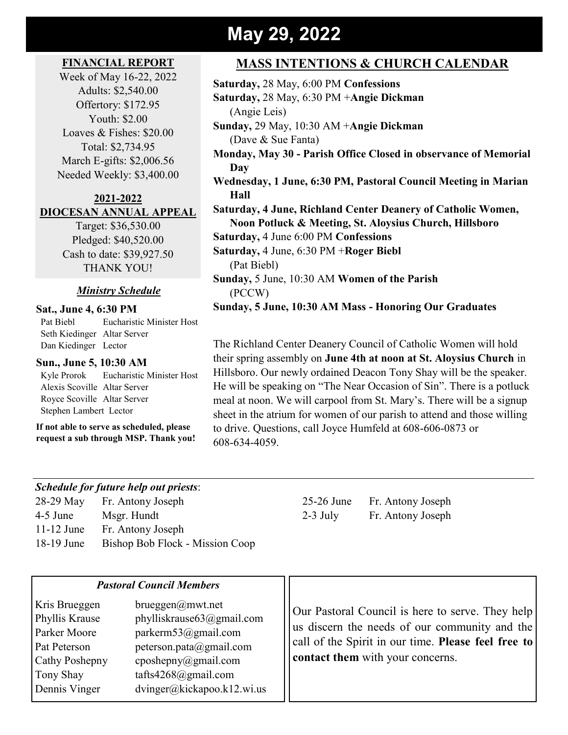# May 29, 2022

## FINANCIAL REPORT

Week of May 16-22, 2022
Adults: $2,540.00
Offertory: $172.95
Youth: $2.00
Loaves & Fishes: $20.00
Total: $2,734.95
March E-gifts: $2,006.56
Needed Weekly: $3,400.00

## 2021-2022 DIOCESAN ANNUAL APPEAL

Target: $36,530.00
Pledged: $40,520.00
Cash to date: $39,927.50
THANK YOU!

### *Ministry Schedule*

**Sat., June 4, 6:30 PM**

| | |
|---|---|
| Pat Biebl | Eucharistic Minister Host |
| Seth Kiedinger | Altar Server |
| Dan Kiedinger | Lector |

**Sun., June 5, 10:30 AM**

| | |
|---|---|
| Kyle Prorok | Eucharistic Minister Host |
| Alexis Scoville | Altar Server |
| Royce Scoville | Altar Server |
| Stephen Lambert | Lector |

**If not able to serve as scheduled, please request a sub through MSP. Thank you!**

## MASS INTENTIONS & CHURCH CALENDAR

**Saturday,** 28 May, 6:00 PM **Confessions**
**Saturday,** 28 May, 6:30 PM +**Angie Dickman**
(Angie Leis)
**Sunday,** 29 May, 10:30 AM +**Angie Dickman**
(Dave & Sue Fanta)
**Monday, May 30 - Parish Office Closed in observance of Memorial Day**
**Wednesday, 1 June, 6:30 PM, Pastoral Council Meeting in Marian Hall**
**Saturday, 4 June, Richland Center Deanery of Catholic Women, Noon Potluck & Meeting, St. Aloysius Church, Hillsboro**
**Saturday,** 4 June 6:00 PM **Confessions**
**Saturday,** 4 June, 6:30 PM +**Roger Biebl**
(Pat Biebl)
**Sunday,** 5 June, 10:30 AM **Women of the Parish**
(PCCW)
**Sunday, 5 June, 10:30 AM Mass - Honoring Our Graduates**

The Richland Center Deanery Council of Catholic Women will hold their spring assembly on **June 4th at noon at St. Aloysius Church** in Hillsboro. Our newly ordained Deacon Tony Shay will be the speaker. He will be speaking on "The Near Occasion of Sin". There is a potluck meal at noon. We will carpool from St. Mary's. There will be a signup sheet in the atrium for women of our parish to attend and those willing to drive. Questions, call Joyce Humfeld at 608-606-0873 or 608-634-4059.

***Schedule for future help out priests***:

| | |
|---|---|
| 28-29 May | Fr. Antony Joseph |
| 4-5 June | Msgr. Hundt |
| 11-12 June | Fr. Antony Joseph |
| 18-19 June | Bishop Bob Flock - Mission Coop |
| 25-26 June | Fr. Antony Joseph |
| 2-3 July | Fr. Antony Joseph |

### *Pastoral Council Members*

| | |
|---|---|
| Kris Brueggen | brueggen@mwt.net |
| Phyllis Krause | phylliskrause63@gmail.com |
| Parker Moore | parkerm53@gmail.com |
| Pat Peterson | peterson.pata@gmail.com |
| Cathy Poshepny | cposhepny@gmail.com |
| Tony Shay | tafts4268@gmail.com |
| Dennis Vinger | dvinger@kickapoo.k12.wi.us |

Our Pastoral Council is here to serve. They help us discern the needs of our community and the call of the Spirit in our time. **Please feel free to contact them** with your concerns.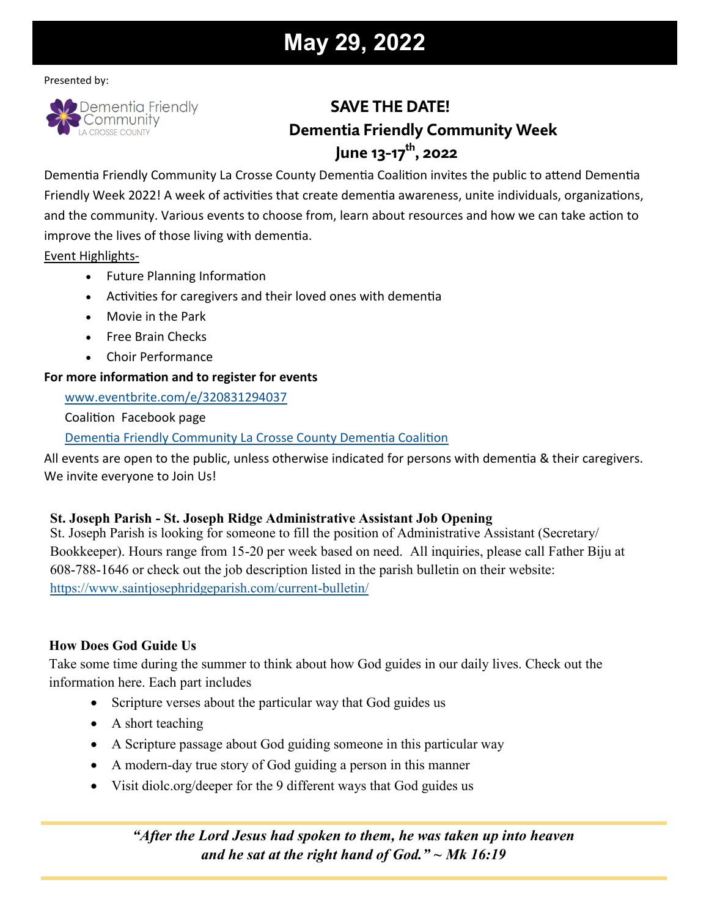# May 29, 2022

Presented by:

Dementia Friendly Community
LA CROSSE COUNTY

## SAVE THE DATE!
## Dementia Friendly Community Week
## June 13-17th, 2022

Dementia Friendly Community La Crosse County Dementia Coalition invites the public to attend Dementia Friendly Week 2022! A week of activities that create dementia awareness, unite individuals, organizations, and the community. Various events to choose from, learn about resources and how we can take action to improve the lives of those living with dementia.

Event Highlights-

- Future Planning Information
- Activities for caregivers and their loved ones with dementia
- Movie in the Park
- Free Brain Checks
- Choir Performance

**For more information and to register for events**

www.eventbrite.com/e/320831294037

Coalition Facebook page

Dementia Friendly Community La Crosse County Dementia Coalition

All events are open to the public, unless otherwise indicated for persons with dementia & their caregivers. We invite everyone to Join Us!

**St. Joseph Parish - St. Joseph Ridge Administrative Assistant Job Opening**

St. Joseph Parish is looking for someone to fill the position of Administrative Assistant (Secretary/Bookkeeper). Hours range from 15-20 per week based on need. All inquiries, please call Father Biju at 608-788-1646 or check out the job description listed in the parish bulletin on their website: https://www.saintjosephridgeparish.com/current-bulletin/

**How Does God Guide Us**

Take some time during the summer to think about how God guides in our daily lives. Check out the information here. Each part includes

- Scripture verses about the particular way that God guides us
- A short teaching
- A Scripture passage about God guiding someone in this particular way
- A modern-day true story of God guiding a person in this manner
- Visit diolc.org/deeper for the 9 different ways that God guides us

***"After the Lord Jesus had spoken to them, he was taken up into heaven and he sat at the right hand of God." ~ Mk 16:19***